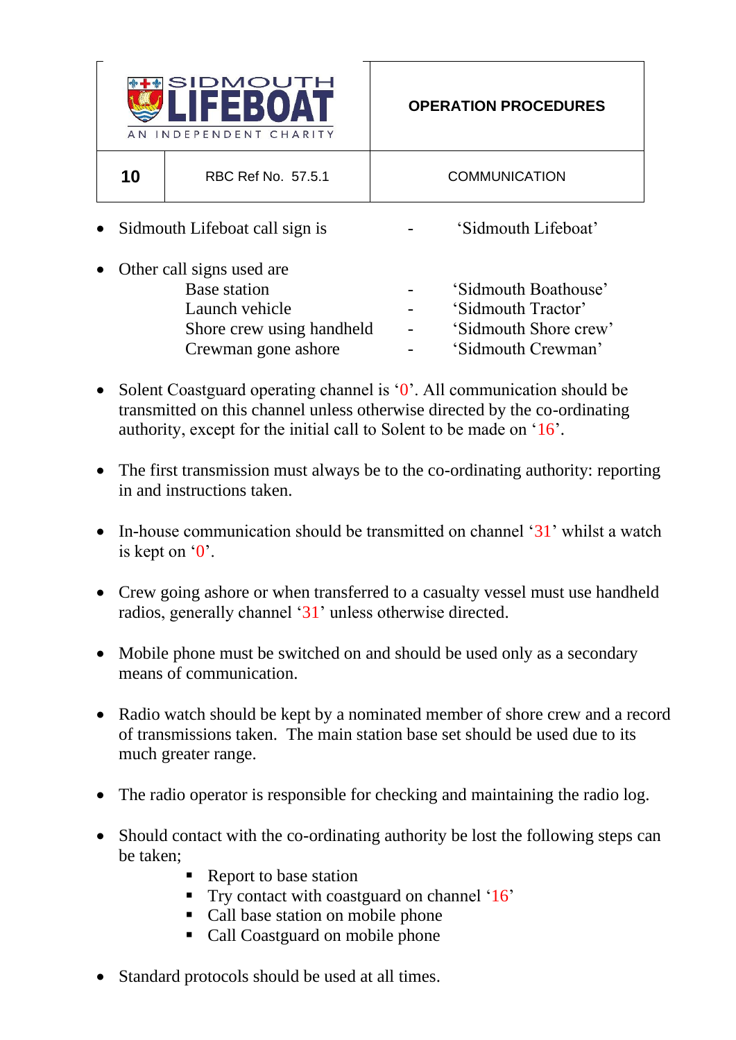| SIDMOUTH LIFEBOAT AN INDEPENDENT CHARITY | | OPERATION PROCEDURES |
|---|---|---|
| **10** | RBC Ref No. 57.5.1 | COMMUNICATION |

- Sidmouth Lifeboat call sign is - 'Sidmouth Lifeboat'

- Other call signs used are
  - Base station - 'Sidmouth Boathouse'
  - Launch vehicle - 'Sidmouth Tractor'
  - Shore crew using handheld - 'Sidmouth Shore crew'
  - Crewman gone ashore - 'Sidmouth Crewman'

- Solent Coastguard operating channel is '0'. All communication should be transmitted on this channel unless otherwise directed by the co-ordinating authority, except for the initial call to Solent to be made on '16'.

- The first transmission must always be to the co-ordinating authority: reporting in and instructions taken.

- In-house communication should be transmitted on channel '31' whilst a watch is kept on '0'.

- Crew going ashore or when transferred to a casualty vessel must use handheld radios, generally channel '31' unless otherwise directed.

- Mobile phone must be switched on and should be used only as a secondary means of communication.

- Radio watch should be kept by a nominated member of shore crew and a record of transmissions taken. The main station base set should be used due to its much greater range.

- The radio operator is responsible for checking and maintaining the radio log.

- Should contact with the co-ordinating authority be lost the following steps can be taken;
  - Report to base station
  - Try contact with coastguard on channel '16'
  - Call base station on mobile phone
  - Call Coastguard on mobile phone

- Standard protocols should be used at all times.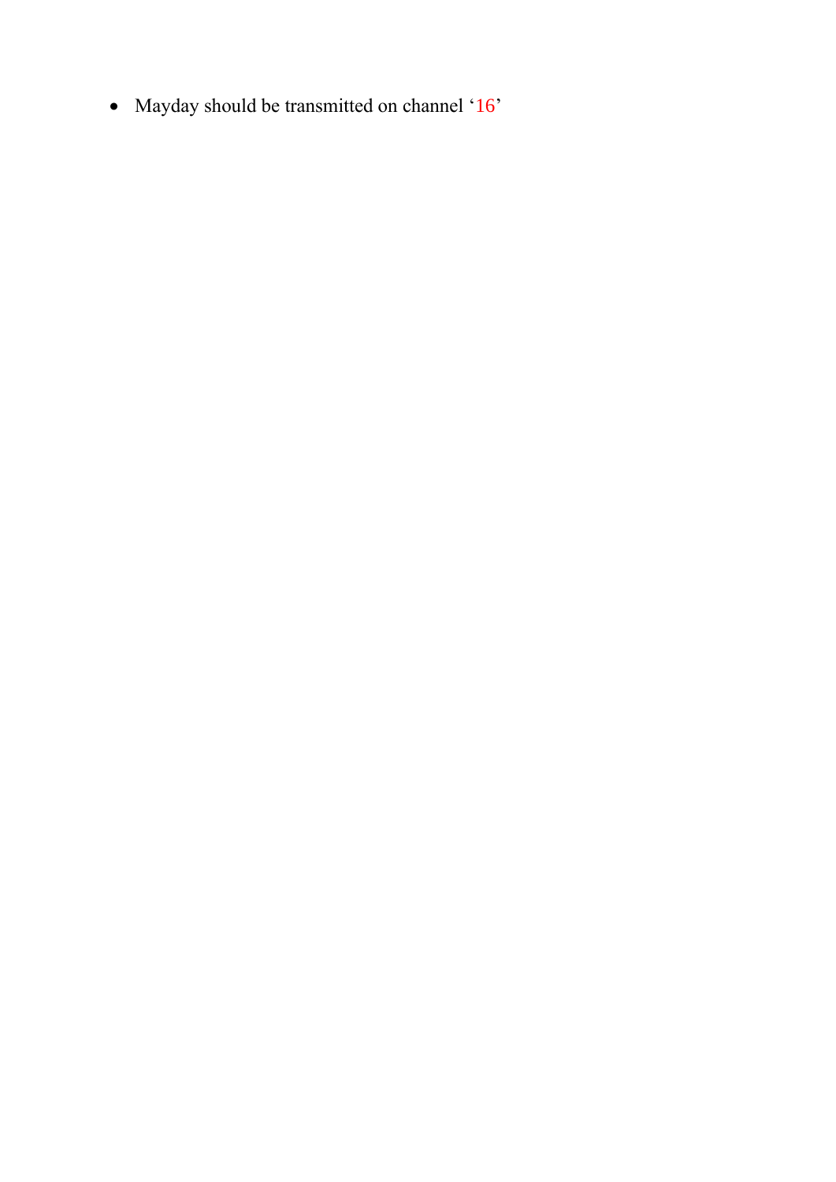- Mayday should be transmitted on channel ‘16’